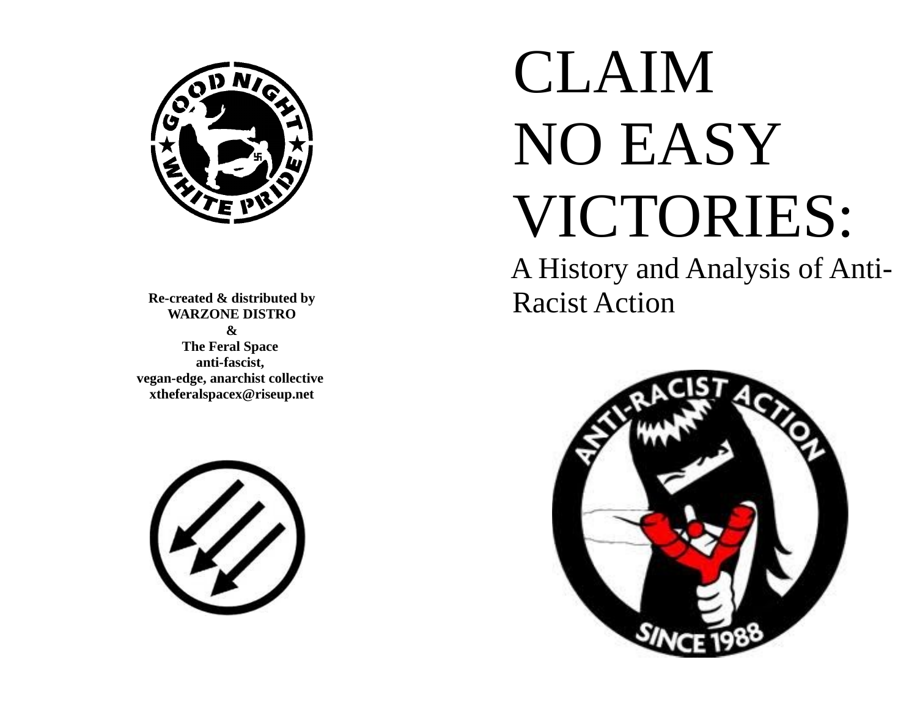# CLAIM NO EASY VICTORIES:

## A History and Analysis of Anti-Racist Action

**Re-created & distributed by**
**WARZONE DISTRO**
**&**
**The Feral Space**
**anti-fascist,**
**vegan-edge, anarchist collective**
**xtheferalspacex@riseup.net**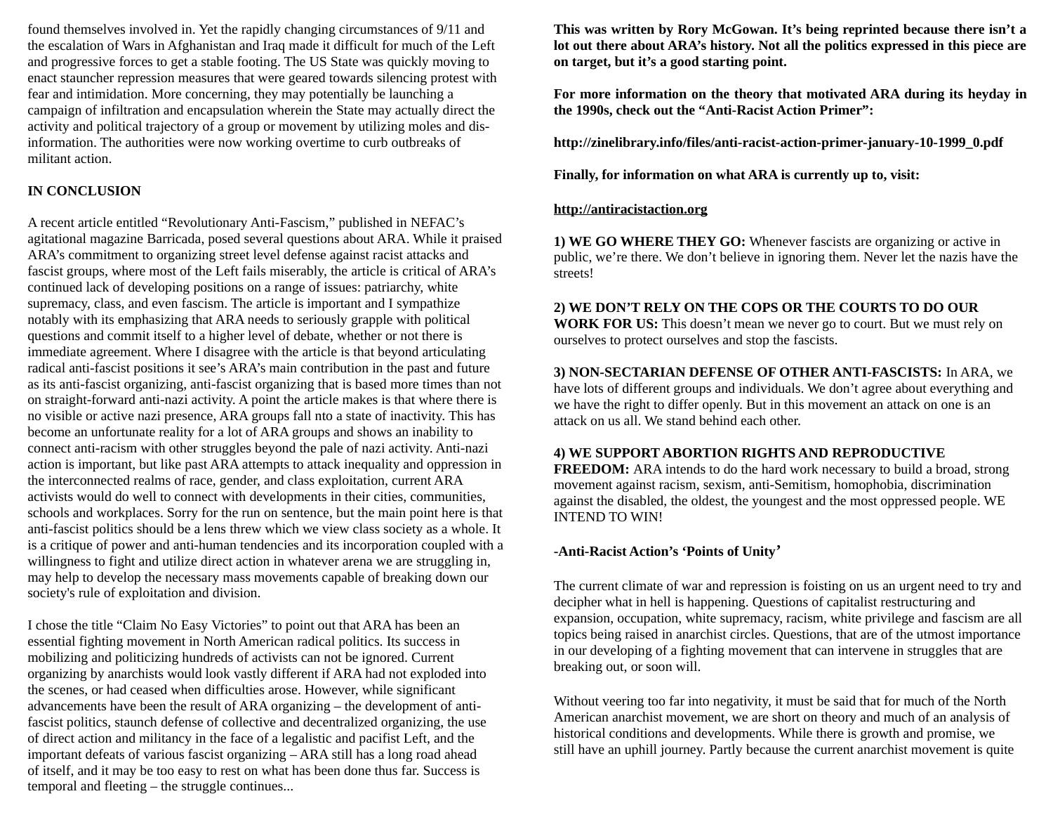found themselves involved in. Yet the rapidly changing circumstances of 9/11 and the escalation of Wars in Afghanistan and Iraq made it difficult for much of the Left and progressive forces to get a stable footing. The US State was quickly moving to enact stauncher repression measures that were geared towards silencing protest with fear and intimidation. More concerning, they may potentially be launching a campaign of infiltration and encapsulation wherein the State may actually direct the activity and political trajectory of a group or movement by utilizing moles and dis-information. The authorities were now working overtime to curb outbreaks of militant action.

**IN CONCLUSION**

A recent article entitled "Revolutionary Anti-Fascism," published in NEFAC's agitational magazine Barricada, posed several questions about ARA. While it praised ARA's commitment to organizing street level defense against racist attacks and fascist groups, where most of the Left fails miserably, the article is critical of ARA's continued lack of developing positions on a range of issues: patriarchy, white supremacy, class, and even fascism. The article is important and I sympathize notably with its emphasizing that ARA needs to seriously grapple with political questions and commit itself to a higher level of debate, whether or not there is immediate agreement. Where I disagree with the article is that beyond articulating radical anti-fascist positions it see's ARA's main contribution in the past and future as its anti-fascist organizing, anti-fascist organizing that is based more times than not on straight-forward anti-nazi activity. A point the article makes is that where there is no visible or active nazi presence, ARA groups fall nto a state of inactivity. This has become an unfortunate reality for a lot of ARA groups and shows an inability to connect anti-racism with other struggles beyond the pale of nazi activity. Anti-nazi action is important, but like past ARA attempts to attack inequality and oppression in the interconnected realms of race, gender, and class exploitation, current ARA activists would do well to connect with developments in their cities, communities, schools and workplaces. Sorry for the run on sentence, but the main point here is that anti-fascist politics should be a lens threw which we view class society as a whole. It is a critique of power and anti-human tendencies and its incorporation coupled with a willingness to fight and utilize direct action in whatever arena we are struggling in, may help to develop the necessary mass movements capable of breaking down our society's rule of exploitation and division.

I chose the title "Claim No Easy Victories" to point out that ARA has been an essential fighting movement in North American radical politics. Its success in mobilizing and politicizing hundreds of activists can not be ignored. Current organizing by anarchists would look vastly different if ARA had not exploded into the scenes, or had ceased when difficulties arose. However, while significant advancements have been the result of ARA organizing – the development of anti-fascist politics, staunch defense of collective and decentralized organizing, the use of direct action and militancy in the face of a legalistic and pacifist Left, and the important defeats of various fascist organizing – ARA still has a long road ahead of itself, and it may be too easy to rest on what has been done thus far. Success is temporal and fleeting – the struggle continues...

**This was written by Rory McGowan. It's being reprinted because there isn't a lot out there about ARA's history. Not all the politics expressed in this piece are on target, but it's a good starting point.**

**For more information on the theory that motivated ARA during its heyday in the 1990s, check out the "Anti-Racist Action Primer":**

**http://zinelibrary.info/files/anti-racist-action-primer-january-10-1999_0.pdf**

**Finally, for information on what ARA is currently up to, visit:**

**http://antiracistaction.org**

**1) WE GO WHERE THEY GO:** Whenever fascists are organizing or active in public, we're there. We don't believe in ignoring them. Never let the nazis have the streets!

**2) WE DON'T RELY ON THE COPS OR THE COURTS TO DO OUR WORK FOR US:** This doesn't mean we never go to court. But we must rely on ourselves to protect ourselves and stop the fascists.

**3) NON-SECTARIAN DEFENSE OF OTHER ANTI-FASCISTS:** In ARA, we have lots of different groups and individuals. We don't agree about everything and we have the right to differ openly. But in this movement an attack on one is an attack on us all. We stand behind each other.

**4) WE SUPPORT ABORTION RIGHTS AND REPRODUCTIVE FREEDOM:** ARA intends to do the hard work necessary to build a broad, strong movement against racism, sexism, anti-Semitism, homophobia, discrimination against the disabled, the oldest, the youngest and the most oppressed people. WE INTEND TO WIN!

**-Anti-Racist Action's 'Points of Unity'**

The current climate of war and repression is foisting on us an urgent need to try and decipher what in hell is happening. Questions of capitalist restructuring and expansion, occupation, white supremacy, racism, white privilege and fascism are all topics being raised in anarchist circles. Questions, that are of the utmost importance in our developing of a fighting movement that can intervene in struggles that are breaking out, or soon will.

Without veering too far into negativity, it must be said that for much of the North American anarchist movement, we are short on theory and much of an analysis of historical conditions and developments. While there is growth and promise, we still have an uphill journey. Partly because the current anarchist movement is quite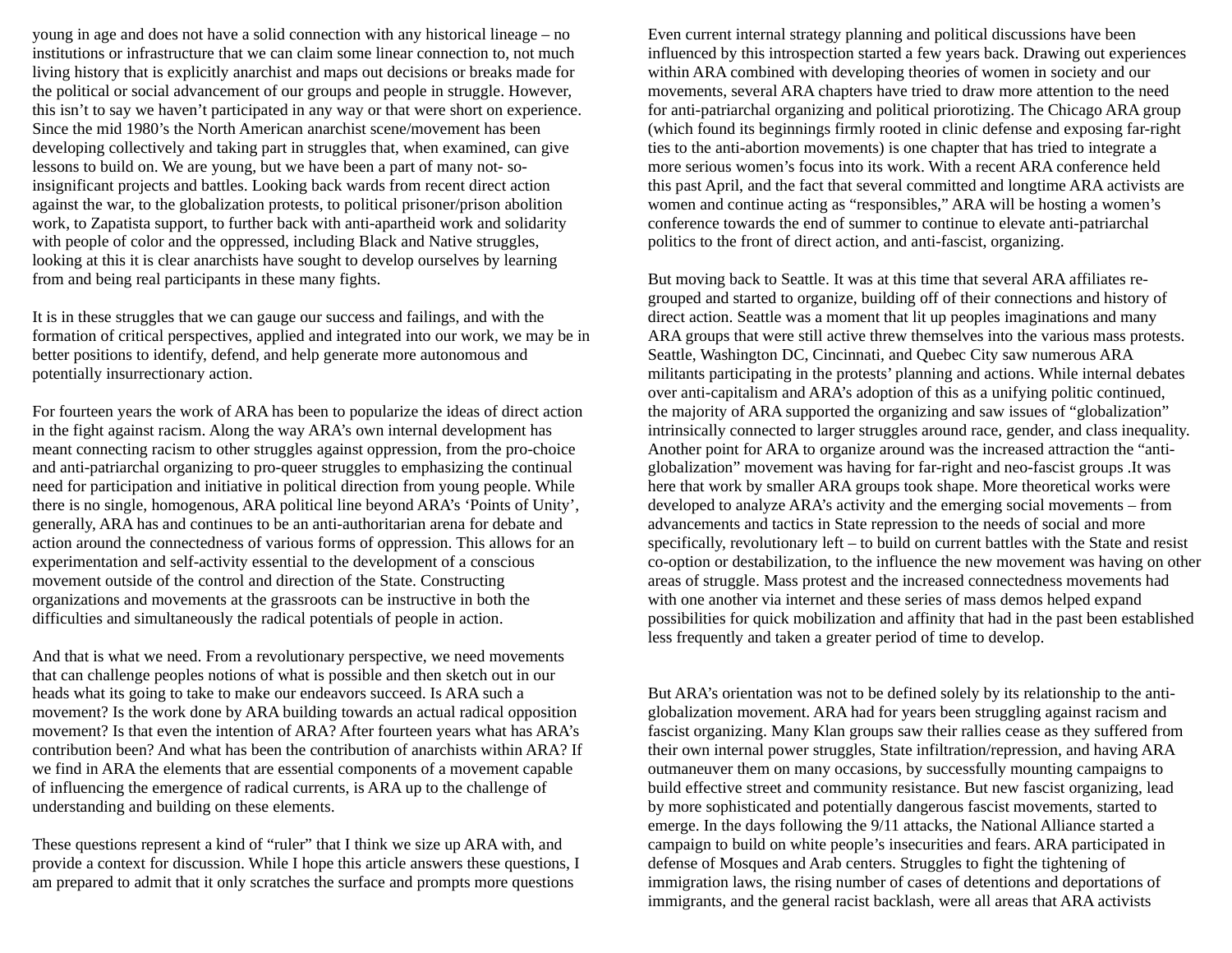young in age and does not have a solid connection with any historical lineage – no institutions or infrastructure that we can claim some linear connection to, not much living history that is explicitly anarchist and maps out decisions or breaks made for the political or social advancement of our groups and people in struggle. However, this isn't to say we haven't participated in any way or that were short on experience. Since the mid 1980's the North American anarchist scene/movement has been developing collectively and taking part in struggles that, when examined, can give lessons to build on. We are young, but we have been a part of many not- so-insignificant projects and battles. Looking back wards from recent direct action against the war, to the globalization protests, to political prisoner/prison abolition work, to Zapatista support, to further back with anti-apartheid work and solidarity with people of color and the oppressed, including Black and Native struggles, looking at this it is clear anarchists have sought to develop ourselves by learning from and being real participants in these many fights.

It is in these struggles that we can gauge our success and failings, and with the formation of critical perspectives, applied and integrated into our work, we may be in better positions to identify, defend, and help generate more autonomous and potentially insurrectionary action.

For fourteen years the work of ARA has been to popularize the ideas of direct action in the fight against racism. Along the way ARA's own internal development has meant connecting racism to other struggles against oppression, from the pro-choice and anti-patriarchal organizing to pro-queer struggles to emphasizing the continual need for participation and initiative in political direction from young people. While there is no single, homogenous, ARA political line beyond ARA's 'Points of Unity', generally, ARA has and continues to be an anti-authoritarian arena for debate and action around the connectedness of various forms of oppression. This allows for an experimentation and self-activity essential to the development of a conscious movement outside of the control and direction of the State. Constructing organizations and movements at the grassroots can be instructive in both the difficulties and simultaneously the radical potentials of people in action.

And that is what we need. From a revolutionary perspective, we need movements that can challenge peoples notions of what is possible and then sketch out in our heads what its going to take to make our endeavors succeed. Is ARA such a movement? Is the work done by ARA building towards an actual radical opposition movement? Is that even the intention of ARA? After fourteen years what has ARA's contribution been? And what has been the contribution of anarchists within ARA? If we find in ARA the elements that are essential components of a movement capable of influencing the emergence of radical currents, is ARA up to the challenge of understanding and building on these elements.

These questions represent a kind of "ruler" that I think we size up ARA with, and provide a context for discussion. While I hope this article answers these questions, I am prepared to admit that it only scratches the surface and prompts more questions

Even current internal strategy planning and political discussions have been influenced by this introspection started a few years back. Drawing out experiences within ARA combined with developing theories of women in society and our movements, several ARA chapters have tried to draw more attention to the need for anti-patriarchal organizing and political priorotizing. The Chicago ARA group (which found its beginnings firmly rooted in clinic defense and exposing far-right ties to the anti-abortion movements) is one chapter that has tried to integrate a more serious women's focus into its work. With a recent ARA conference held this past April, and the fact that several committed and longtime ARA activists are women and continue acting as "responsibles," ARA will be hosting a women's conference towards the end of summer to continue to elevate anti-patriarchal politics to the front of direct action, and anti-fascist, organizing.

But moving back to Seattle. It was at this time that several ARA affiliates re-grouped and started to organize, building off of their connections and history of direct action. Seattle was a moment that lit up peoples imaginations and many ARA groups that were still active threw themselves into the various mass protests. Seattle, Washington DC, Cincinnati, and Quebec City saw numerous ARA militants participating in the protests' planning and actions. While internal debates over anti-capitalism and ARA's adoption of this as a unifying politic continued, the majority of ARA supported the organizing and saw issues of "globalization" intrinsically connected to larger struggles around race, gender, and class inequality. Another point for ARA to organize around was the increased attraction the "anti-globalization" movement was having for far-right and neo-fascist groups .It was here that work by smaller ARA groups took shape. More theoretical works were developed to analyze ARA's activity and the emerging social movements – from advancements and tactics in State repression to the needs of social and more specifically, revolutionary left – to build on current battles with the State and resist co-option or destabilization, to the influence the new movement was having on other areas of struggle. Mass protest and the increased connectedness movements had with one another via internet and these series of mass demos helped expand possibilities for quick mobilization and affinity that had in the past been established less frequently and taken a greater period of time to develop.

But ARA's orientation was not to be defined solely by its relationship to the anti-globalization movement. ARA had for years been struggling against racism and fascist organizing. Many Klan groups saw their rallies cease as they suffered from their own internal power struggles, State infiltration/repression, and having ARA outmaneuver them on many occasions, by successfully mounting campaigns to build effective street and community resistance. But new fascist organizing, lead by more sophisticated and potentially dangerous fascist movements, started to emerge. In the days following the 9/11 attacks, the National Alliance started a campaign to build on white people's insecurities and fears. ARA participated in defense of Mosques and Arab centers. Struggles to fight the tightening of immigration laws, the rising number of cases of detentions and deportations of immigrants, and the general racist backlash, were all areas that ARA activists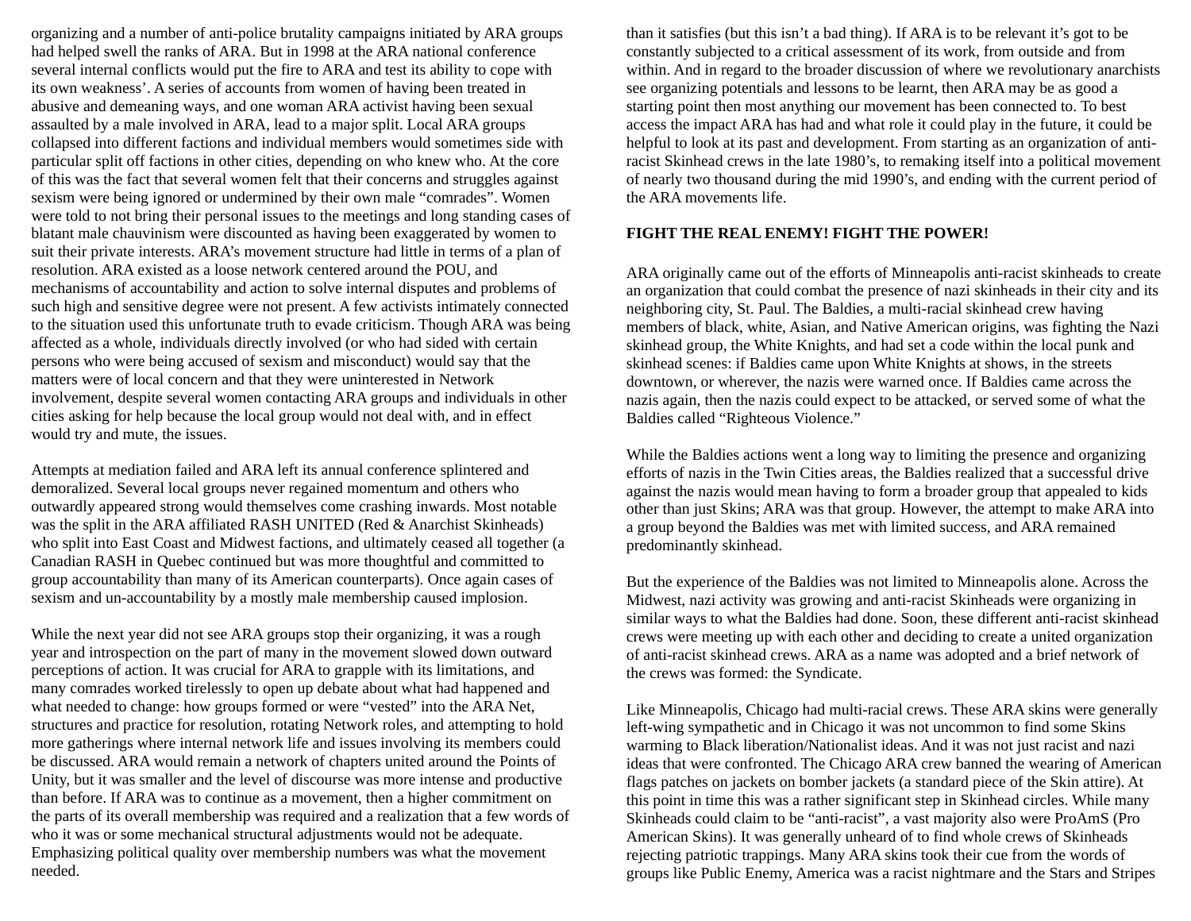organizing and a number of anti-police brutality campaigns initiated by ARA groups had helped swell the ranks of ARA. But in 1998 at the ARA national conference several internal conflicts would put the fire to ARA and test its ability to cope with its own weakness'. A series of accounts from women of having been treated in abusive and demeaning ways, and one woman ARA activist having been sexual assaulted by a male involved in ARA, lead to a major split. Local ARA groups collapsed into different factions and individual members would sometimes side with particular split off factions in other cities, depending on who knew who. At the core of this was the fact that several women felt that their concerns and struggles against sexism were being ignored or undermined by their own male "comrades". Women were told to not bring their personal issues to the meetings and long standing cases of blatant male chauvinism were discounted as having been exaggerated by women to suit their private interests. ARA's movement structure had little in terms of a plan of resolution. ARA existed as a loose network centered around the POU, and mechanisms of accountability and action to solve internal disputes and problems of such high and sensitive degree were not present. A few activists intimately connected to the situation used this unfortunate truth to evade criticism. Though ARA was being affected as a whole, individuals directly involved (or who had sided with certain persons who were being accused of sexism and misconduct) would say that the matters were of local concern and that they were uninterested in Network involvement, despite several women contacting ARA groups and individuals in other cities asking for help because the local group would not deal with, and in effect would try and mute, the issues.

Attempts at mediation failed and ARA left its annual conference splintered and demoralized. Several local groups never regained momentum and others who outwardly appeared strong would themselves come crashing inwards. Most notable was the split in the ARA affiliated RASH UNITED (Red & Anarchist Skinheads) who split into East Coast and Midwest factions, and ultimately ceased all together (a Canadian RASH in Quebec continued but was more thoughtful and committed to group accountability than many of its American counterparts). Once again cases of sexism and un-accountability by a mostly male membership caused implosion.

While the next year did not see ARA groups stop their organizing, it was a rough year and introspection on the part of many in the movement slowed down outward perceptions of action. It was crucial for ARA to grapple with its limitations, and many comrades worked tirelessly to open up debate about what had happened and what needed to change: how groups formed or were "vested" into the ARA Net, structures and practice for resolution, rotating Network roles, and attempting to hold more gatherings where internal network life and issues involving its members could be discussed. ARA would remain a network of chapters united around the Points of Unity, but it was smaller and the level of discourse was more intense and productive than before. If ARA was to continue as a movement, then a higher commitment on the parts of its overall membership was required and a realization that a few words of who it was or some mechanical structural adjustments would not be adequate. Emphasizing political quality over membership numbers was what the movement needed.

than it satisfies (but this isn't a bad thing). If ARA is to be relevant it's got to be constantly subjected to a critical assessment of its work, from outside and from within. And in regard to the broader discussion of where we revolutionary anarchists see organizing potentials and lessons to be learnt, then ARA may be as good a starting point then most anything our movement has been connected to. To best access the impact ARA has had and what role it could play in the future, it could be helpful to look at its past and development. From starting as an organization of anti-racist Skinhead crews in the late 1980's, to remaking itself into a political movement of nearly two thousand during the mid 1990's, and ending with the current period of the ARA movements life.

**FIGHT THE REAL ENEMY! FIGHT THE POWER!**

ARA originally came out of the efforts of Minneapolis anti-racist skinheads to create an organization that could combat the presence of nazi skinheads in their city and its neighboring city, St. Paul. The Baldies, a multi-racial skinhead crew having members of black, white, Asian, and Native American origins, was fighting the Nazi skinhead group, the White Knights, and had set a code within the local punk and skinhead scenes: if Baldies came upon White Knights at shows, in the streets downtown, or wherever, the nazis were warned once. If Baldies came across the nazis again, then the nazis could expect to be attacked, or served some of what the Baldies called "Righteous Violence."

While the Baldies actions went a long way to limiting the presence and organizing efforts of nazis in the Twin Cities areas, the Baldies realized that a successful drive against the nazis would mean having to form a broader group that appealed to kids other than just Skins; ARA was that group. However, the attempt to make ARA into a group beyond the Baldies was met with limited success, and ARA remained predominantly skinhead.

But the experience of the Baldies was not limited to Minneapolis alone. Across the Midwest, nazi activity was growing and anti-racist Skinheads were organizing in similar ways to what the Baldies had done. Soon, these different anti-racist skinhead crews were meeting up with each other and deciding to create a united organization of anti-racist skinhead crews. ARA as a name was adopted and a brief network of the crews was formed: the Syndicate.

Like Minneapolis, Chicago had multi-racial crews. These ARA skins were generally left-wing sympathetic and in Chicago it was not uncommon to find some Skins warming to Black liberation/Nationalist ideas. And it was not just racist and nazi ideas that were confronted. The Chicago ARA crew banned the wearing of American flags patches on jackets on bomber jackets (a standard piece of the Skin attire). At this point in time this was a rather significant step in Skinhead circles. While many Skinheads could claim to be "anti-racist", a vast majority also were ProAmS (Pro American Skins). It was generally unheard of to find whole crews of Skinheads rejecting patriotic trappings. Many ARA skins took their cue from the words of groups like Public Enemy, America was a racist nightmare and the Stars and Stripes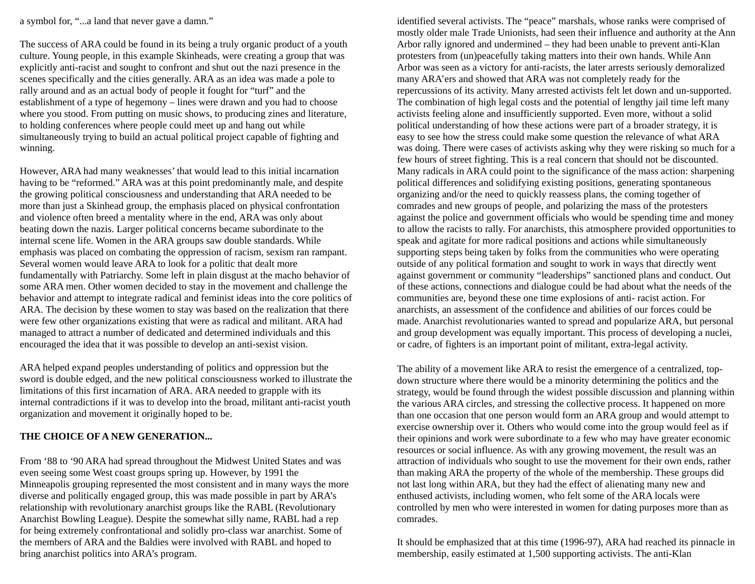a symbol for, "...a land that never gave a damn."

The success of ARA could be found in its being a truly organic product of a youth culture. Young people, in this example Skinheads, were creating a group that was explicitly anti-racist and sought to confront and shut out the nazi presence in the scenes specifically and the cities generally. ARA as an idea was made a pole to rally around and as an actual body of people it fought for "turf" and the establishment of a type of hegemony – lines were drawn and you had to choose where you stood. From putting on music shows, to producing zines and literature, to holding conferences where people could meet up and hang out while simultaneously trying to build an actual political project capable of fighting and winning.

However, ARA had many weaknesses' that would lead to this initial incarnation having to be "reformed." ARA was at this point predominantly male, and despite the growing political consciousness and understanding that ARA needed to be more than just a Skinhead group, the emphasis placed on physical confrontation and violence often breed a mentality where in the end, ARA was only about beating down the nazis. Larger political concerns became subordinate to the internal scene life. Women in the ARA groups saw double standards. While emphasis was placed on combating the oppression of racism, sexism ran rampant. Several women would leave ARA to look for a politic that dealt more fundamentally with Patriarchy. Some left in plain disgust at the macho behavior of some ARA men. Other women decided to stay in the movement and challenge the behavior and attempt to integrate radical and feminist ideas into the core politics of ARA. The decision by these women to stay was based on the realization that there were few other organizations existing that were as radical and militant. ARA had managed to attract a number of dedicated and determined individuals and this encouraged the idea that it was possible to develop an anti-sexist vision.

ARA helped expand peoples understanding of politics and oppression but the sword is double edged, and the new political consciousness worked to illustrate the limitations of this first incarnation of ARA. ARA needed to grapple with its internal contradictions if it was to develop into the broad, militant anti-racist youth organization and movement it originally hoped to be.

**THE CHOICE OF A NEW GENERATION...**

From '88 to '90 ARA had spread throughout the Midwest United States and was even seeing some West coast groups spring up. However, by 1991 the Minneapolis grouping represented the most consistent and in many ways the more diverse and politically engaged group, this was made possible in part by ARA's relationship with revolutionary anarchist groups like the RABL (Revolutionary Anarchist Bowling League). Despite the somewhat silly name, RABL had a rep for being extremely confrontational and solidly pro-class war anarchist. Some of the members of ARA and the Baldies were involved with RABL and hoped to bring anarchist politics into ARA's program.

identified several activists. The "peace" marshals, whose ranks were comprised of mostly older male Trade Unionists, had seen their influence and authority at the Ann Arbor rally ignored and undermined – they had been unable to prevent anti-Klan protesters from (un)peacefully taking matters into their own hands. While Ann Arbor was seen as a victory for anti-racists, the later arrests seriously demoralized many ARA'ers and showed that ARA was not completely ready for the repercussions of its activity. Many arrested activists felt let down and un-supported. The combination of high legal costs and the potential of lengthy jail time left many activists feeling alone and insufficiently supported. Even more, without a solid political understanding of how these actions were part of a broader strategy, it is easy to see how the stress could make some question the relevance of what ARA was doing. There were cases of activists asking why they were risking so much for a few hours of street fighting. This is a real concern that should not be discounted. Many radicals in ARA could point to the significance of the mass action: sharpening political differences and solidifying existing positions, generating spontaneous organizing and/or the need to quickly reassess plans, the coming together of comrades and new groups of people, and polarizing the mass of the protesters against the police and government officials who would be spending time and money to allow the racists to rally. For anarchists, this atmosphere provided opportunities to speak and agitate for more radical positions and actions while simultaneously supporting steps being taken by folks from the communities who were operating outside of any political formation and sought to work in ways that directly went against government or community "leaderships" sanctioned plans and conduct. Out of these actions, connections and dialogue could be had about what the needs of the communities are, beyond these one time explosions of anti- racist action. For anarchists, an assessment of the confidence and abilities of our forces could be made. Anarchist revolutionaries wanted to spread and popularize ARA, but personal and group development was equally important. This process of developing a nuclei, or cadre, of fighters is an important point of militant, extra-legal activity.

The ability of a movement like ARA to resist the emergence of a centralized, top-down structure where there would be a minority determining the politics and the strategy, would be found through the widest possible discussion and planning within the various ARA circles, and stressing the collective process. It happened on more than one occasion that one person would form an ARA group and would attempt to exercise ownership over it. Others who would come into the group would feel as if their opinions and work were subordinate to a few who may have greater economic resources or social influence. As with any growing movement, the result was an attraction of individuals who sought to use the movement for their own ends, rather than making ARA the property of the whole of the membership. These groups did not last long within ARA, but they had the effect of alienating many new and enthused activists, including women, who felt some of the ARA locals were controlled by men who were interested in women for dating purposes more than as comrades.

It should be emphasized that at this time (1996-97), ARA had reached its pinnacle in membership, easily estimated at 1,500 supporting activists. The anti-Klan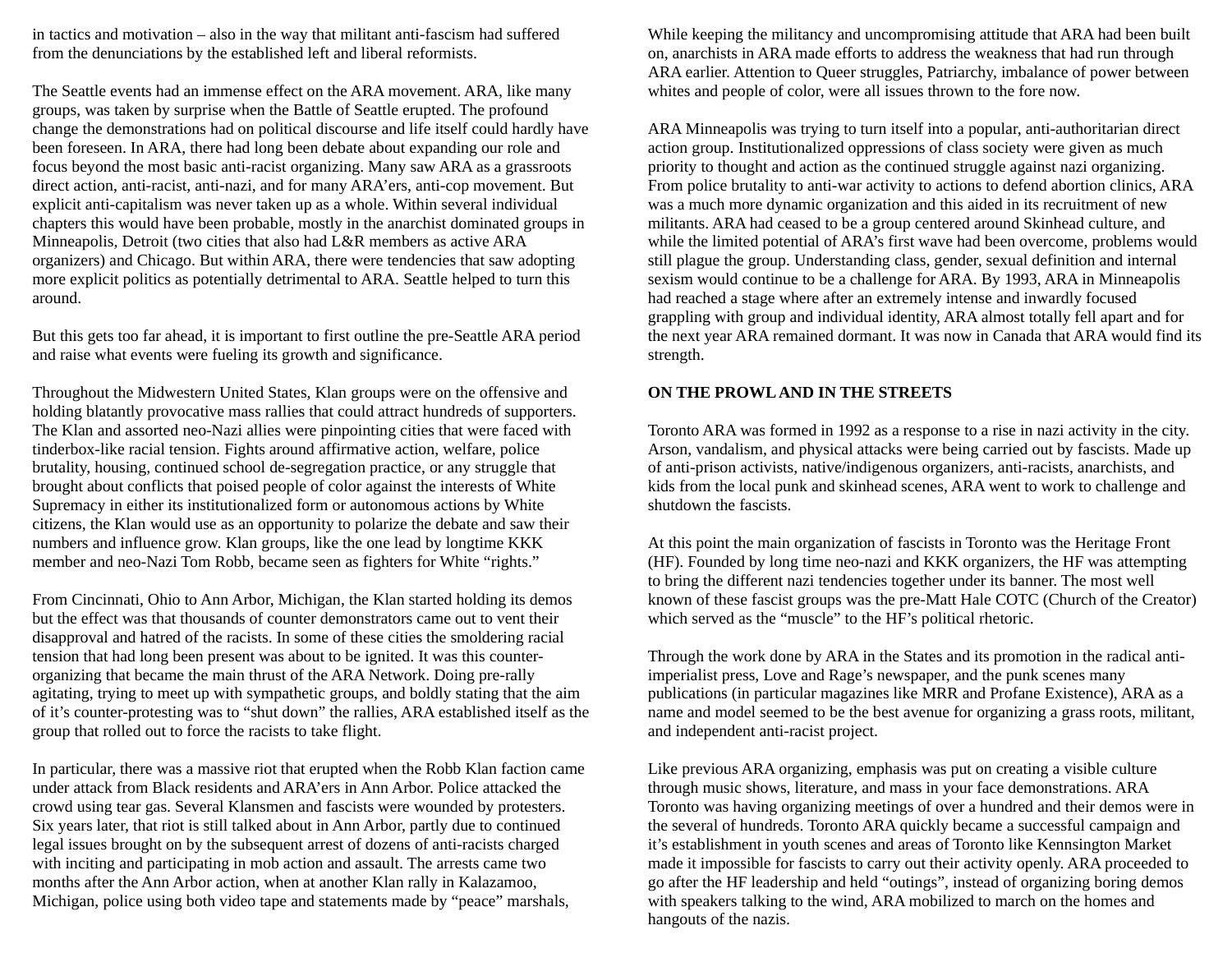in tactics and motivation – also in the way that militant anti-fascism had suffered from the denunciations by the established left and liberal reformists.

The Seattle events had an immense effect on the ARA movement. ARA, like many groups, was taken by surprise when the Battle of Seattle erupted. The profound change the demonstrations had on political discourse and life itself could hardly have been foreseen. In ARA, there had long been debate about expanding our role and focus beyond the most basic anti-racist organizing. Many saw ARA as a grassroots direct action, anti-racist, anti-nazi, and for many ARA'ers, anti-cop movement. But explicit anti-capitalism was never taken up as a whole. Within several individual chapters this would have been probable, mostly in the anarchist dominated groups in Minneapolis, Detroit (two cities that also had L&R members as active ARA organizers) and Chicago. But within ARA, there were tendencies that saw adopting more explicit politics as potentially detrimental to ARA. Seattle helped to turn this around.

But this gets too far ahead, it is important to first outline the pre-Seattle ARA period and raise what events were fueling its growth and significance.

Throughout the Midwestern United States, Klan groups were on the offensive and holding blatantly provocative mass rallies that could attract hundreds of supporters. The Klan and assorted neo-Nazi allies were pinpointing cities that were faced with tinderbox-like racial tension. Fights around affirmative action, welfare, police brutality, housing, continued school de-segregation practice, or any struggle that brought about conflicts that poised people of color against the interests of White Supremacy in either its institutionalized form or autonomous actions by White citizens, the Klan would use as an opportunity to polarize the debate and saw their numbers and influence grow. Klan groups, like the one lead by longtime KKK member and neo-Nazi Tom Robb, became seen as fighters for White "rights."

From Cincinnati, Ohio to Ann Arbor, Michigan, the Klan started holding its demos but the effect was that thousands of counter demonstrators came out to vent their disapproval and hatred of the racists. In some of these cities the smoldering racial tension that had long been present was about to be ignited. It was this counter-organizing that became the main thrust of the ARA Network. Doing pre-rally agitating, trying to meet up with sympathetic groups, and boldly stating that the aim of it's counter-protesting was to "shut down" the rallies, ARA established itself as the group that rolled out to force the racists to take flight.

In particular, there was a massive riot that erupted when the Robb Klan faction came under attack from Black residents and ARA'ers in Ann Arbor. Police attacked the crowd using tear gas. Several Klansmen and fascists were wounded by protesters. Six years later, that riot is still talked about in Ann Arbor, partly due to continued legal issues brought on by the subsequent arrest of dozens of anti-racists charged with inciting and participating in mob action and assault. The arrests came two months after the Ann Arbor action, when at another Klan rally in Kalazamoo, Michigan, police using both video tape and statements made by "peace" marshals,

While keeping the militancy and uncompromising attitude that ARA had been built on, anarchists in ARA made efforts to address the weakness that had run through ARA earlier. Attention to Queer struggles, Patriarchy, imbalance of power between whites and people of color, were all issues thrown to the fore now.

ARA Minneapolis was trying to turn itself into a popular, anti-authoritarian direct action group. Institutionalized oppressions of class society were given as much priority to thought and action as the continued struggle against nazi organizing. From police brutality to anti-war activity to actions to defend abortion clinics, ARA was a much more dynamic organization and this aided in its recruitment of new militants. ARA had ceased to be a group centered around Skinhead culture, and while the limited potential of ARA's first wave had been overcome, problems would still plague the group. Understanding class, gender, sexual definition and internal sexism would continue to be a challenge for ARA. By 1993, ARA in Minneapolis had reached a stage where after an extremely intense and inwardly focused grappling with group and individual identity, ARA almost totally fell apart and for the next year ARA remained dormant. It was now in Canada that ARA would find its strength.

**ON THE PROWL AND IN THE STREETS**

Toronto ARA was formed in 1992 as a response to a rise in nazi activity in the city. Arson, vandalism, and physical attacks were being carried out by fascists. Made up of anti-prison activists, native/indigenous organizers, anti-racists, anarchists, and kids from the local punk and skinhead scenes, ARA went to work to challenge and shutdown the fascists.

At this point the main organization of fascists in Toronto was the Heritage Front (HF). Founded by long time neo-nazi and KKK organizers, the HF was attempting to bring the different nazi tendencies together under its banner. The most well known of these fascist groups was the pre-Matt Hale COTC (Church of the Creator) which served as the "muscle" to the HF's political rhetoric.

Through the work done by ARA in the States and its promotion in the radical anti-imperialist press, Love and Rage's newspaper, and the punk scenes many publications (in particular magazines like MRR and Profane Existence), ARA as a name and model seemed to be the best avenue for organizing a grass roots, militant, and independent anti-racist project.

Like previous ARA organizing, emphasis was put on creating a visible culture through music shows, literature, and mass in your face demonstrations. ARA Toronto was having organizing meetings of over a hundred and their demos were in the several of hundreds. Toronto ARA quickly became a successful campaign and it's establishment in youth scenes and areas of Toronto like Kennsington Market made it impossible for fascists to carry out their activity openly. ARA proceeded to go after the HF leadership and held "outings", instead of organizing boring demos with speakers talking to the wind, ARA mobilized to march on the homes and hangouts of the nazis.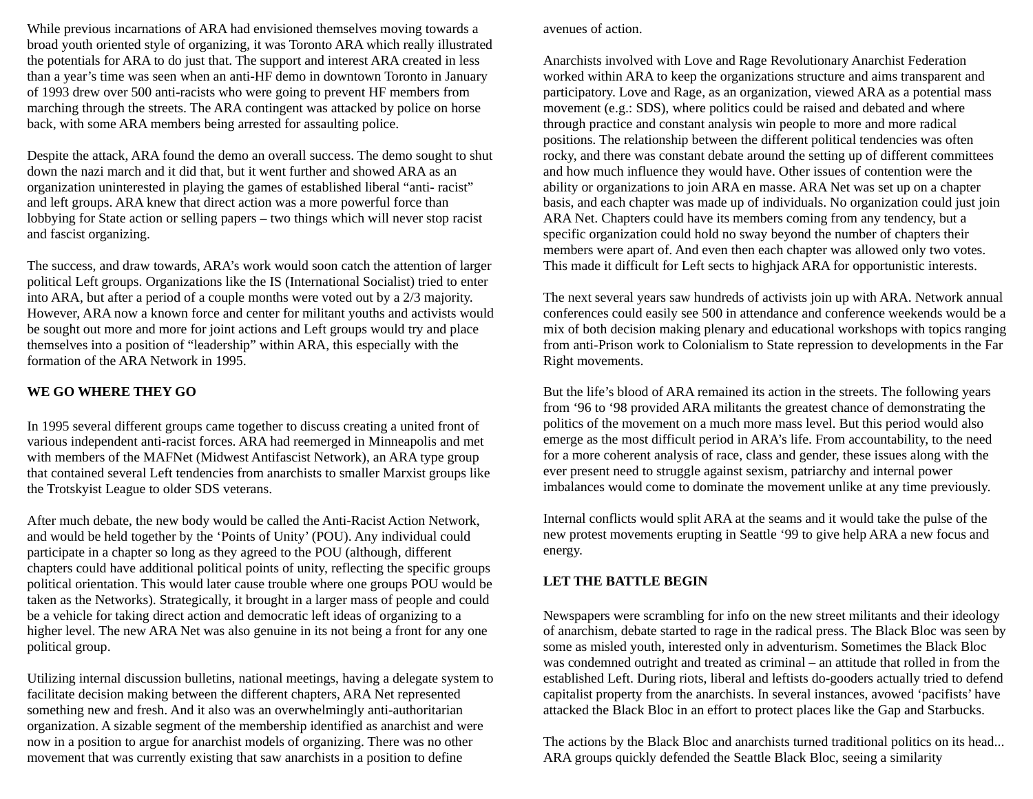While previous incarnations of ARA had envisioned themselves moving towards a broad youth oriented style of organizing, it was Toronto ARA which really illustrated the potentials for ARA to do just that. The support and interest ARA created in less than a year's time was seen when an anti-HF demo in downtown Toronto in January of 1993 drew over 500 anti-racists who were going to prevent HF members from marching through the streets. The ARA contingent was attacked by police on horse back, with some ARA members being arrested for assaulting police.

Despite the attack, ARA found the demo an overall success. The demo sought to shut down the nazi march and it did that, but it went further and showed ARA as an organization uninterested in playing the games of established liberal "anti- racist" and left groups. ARA knew that direct action was a more powerful force than lobbying for State action or selling papers – two things which will never stop racist and fascist organizing.

The success, and draw towards, ARA's work would soon catch the attention of larger political Left groups. Organizations like the IS (International Socialist) tried to enter into ARA, but after a period of a couple months were voted out by a 2/3 majority. However, ARA now a known force and center for militant youths and activists would be sought out more and more for joint actions and Left groups would try and place themselves into a position of "leadership" within ARA, this especially with the formation of the ARA Network in 1995.

**WE GO WHERE THEY GO**

In 1995 several different groups came together to discuss creating a united front of various independent anti-racist forces. ARA had reemerged in Minneapolis and met with members of the MAFNet (Midwest Antifascist Network), an ARA type group that contained several Left tendencies from anarchists to smaller Marxist groups like the Trotskyist League to older SDS veterans.

After much debate, the new body would be called the Anti-Racist Action Network, and would be held together by the 'Points of Unity' (POU). Any individual could participate in a chapter so long as they agreed to the POU (although, different chapters could have additional political points of unity, reflecting the specific groups political orientation. This would later cause trouble where one groups POU would be taken as the Networks). Strategically, it brought in a larger mass of people and could be a vehicle for taking direct action and democratic left ideas of organizing to a higher level. The new ARA Net was also genuine in its not being a front for any one political group.

Utilizing internal discussion bulletins, national meetings, having a delegate system to facilitate decision making between the different chapters, ARA Net represented something new and fresh. And it also was an overwhelmingly anti-authoritarian organization. A sizable segment of the membership identified as anarchist and were now in a position to argue for anarchist models of organizing. There was no other movement that was currently existing that saw anarchists in a position to define avenues of action.

Anarchists involved with Love and Rage Revolutionary Anarchist Federation worked within ARA to keep the organizations structure and aims transparent and participatory. Love and Rage, as an organization, viewed ARA as a potential mass movement (e.g.: SDS), where politics could be raised and debated and where through practice and constant analysis win people to more and more radical positions. The relationship between the different political tendencies was often rocky, and there was constant debate around the setting up of different committees and how much influence they would have. Other issues of contention were the ability or organizations to join ARA en masse. ARA Net was set up on a chapter basis, and each chapter was made up of individuals. No organization could just join ARA Net. Chapters could have its members coming from any tendency, but a specific organization could hold no sway beyond the number of chapters their members were apart of. And even then each chapter was allowed only two votes. This made it difficult for Left sects to highjack ARA for opportunistic interests.

The next several years saw hundreds of activists join up with ARA. Network annual conferences could easily see 500 in attendance and conference weekends would be a mix of both decision making plenary and educational workshops with topics ranging from anti-Prison work to Colonialism to State repression to developments in the Far Right movements.

But the life's blood of ARA remained its action in the streets. The following years from '96 to '98 provided ARA militants the greatest chance of demonstrating the politics of the movement on a much more mass level. But this period would also emerge as the most difficult period in ARA's life. From accountability, to the need for a more coherent analysis of race, class and gender, these issues along with the ever present need to struggle against sexism, patriarchy and internal power imbalances would come to dominate the movement unlike at any time previously.

Internal conflicts would split ARA at the seams and it would take the pulse of the new protest movements erupting in Seattle '99 to give help ARA a new focus and energy.

**LET THE BATTLE BEGIN**

Newspapers were scrambling for info on the new street militants and their ideology of anarchism, debate started to rage in the radical press. The Black Bloc was seen by some as misled youth, interested only in adventurism. Sometimes the Black Bloc was condemned outright and treated as criminal – an attitude that rolled in from the established Left. During riots, liberal and leftists do-gooders actually tried to defend capitalist property from the anarchists. In several instances, avowed 'pacifists' have attacked the Black Bloc in an effort to protect places like the Gap and Starbucks.

The actions by the Black Bloc and anarchists turned traditional politics on its head... ARA groups quickly defended the Seattle Black Bloc, seeing a similarity